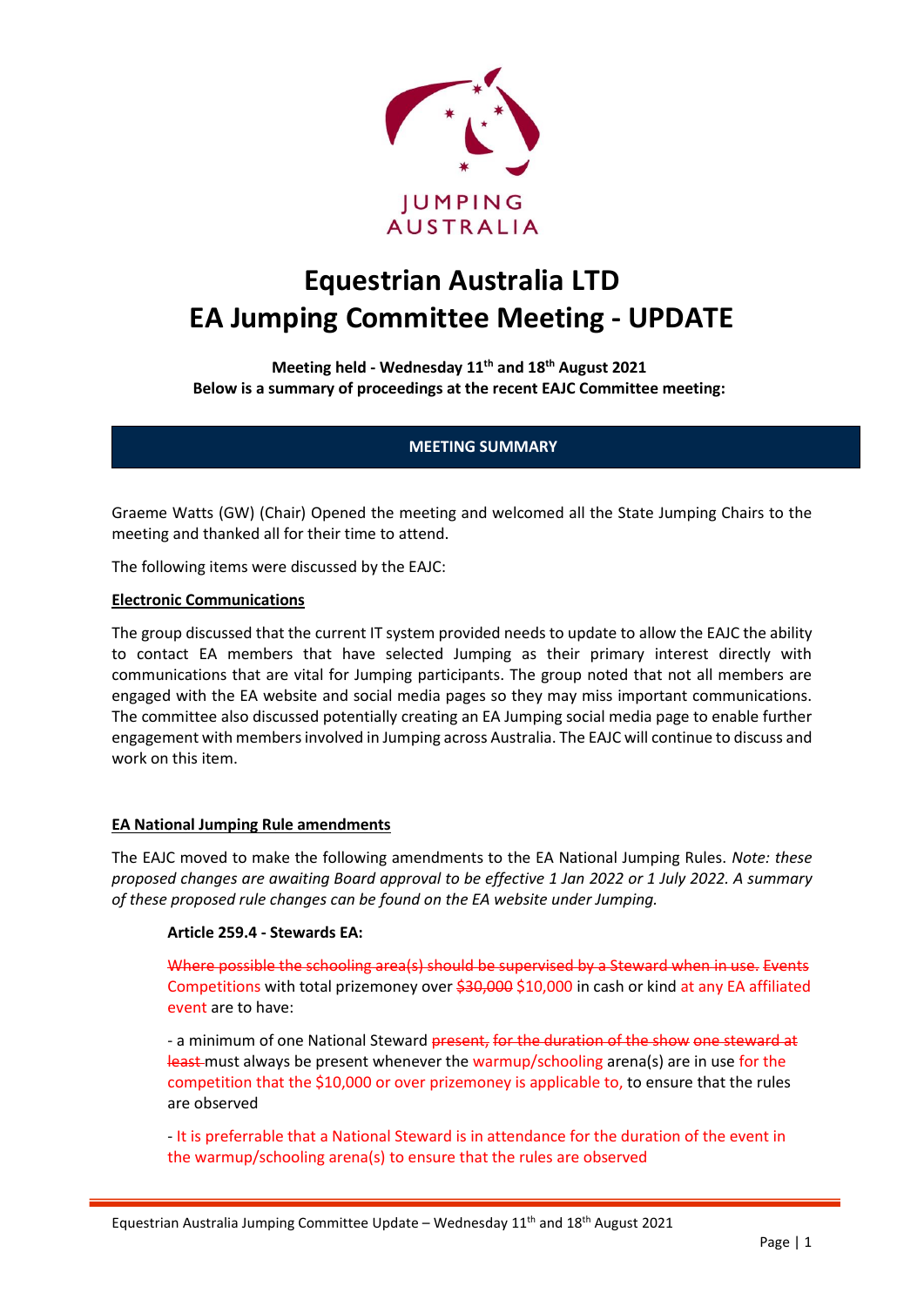JUMPING AUSTRALIA

# Equestrian Australia LTD
# EA Jumping Committee Meeting - UPDATE

**Meeting held - Wednesday 11th and 18th August 2021**
**Below is a summary of proceedings at the recent EAJC Committee meeting:**

## MEETING SUMMARY

Graeme Watts (GW) (Chair) Opened the meeting and welcomed all the State Jumping Chairs to the meeting and thanked all for their time to attend.

The following items were discussed by the EAJC:

**Electronic Communications**

The group discussed that the current IT system provided needs to update to allow the EAJC the ability to contact EA members that have selected Jumping as their primary interest directly with communications that are vital for Jumping participants. The group noted that not all members are engaged with the EA website and social media pages so they may miss important communications. The committee also discussed potentially creating an EA Jumping social media page to enable further engagement with members involved in Jumping across Australia. The EAJC will continue to discuss and work on this item.

**EA National Jumping Rule amendments**

The EAJC moved to make the following amendments to the EA National Jumping Rules. *Note: these proposed changes are awaiting Board approval to be effective 1 Jan 2022 or 1 July 2022. A summary of these proposed rule changes can be found on the EA website under Jumping.*

**Article 259.4 - Stewards EA:**

~~Where possible the schooling area(s) should be supervised by a Steward when in use. Events~~ Competitions with total prizemoney over ~~$30,000~~ $10,000 in cash or kind at any EA affiliated event are to have:

- a minimum of one National Steward ~~present, for the duration of the show one steward at least~~ must always be present whenever the warmup/schooling arena(s) are in use for the competition that the $10,000 or over prizemoney is applicable to, to ensure that the rules are observed

- It is preferrable that a National Steward is in attendance for the duration of the event in the warmup/schooling arena(s) to ensure that the rules are observed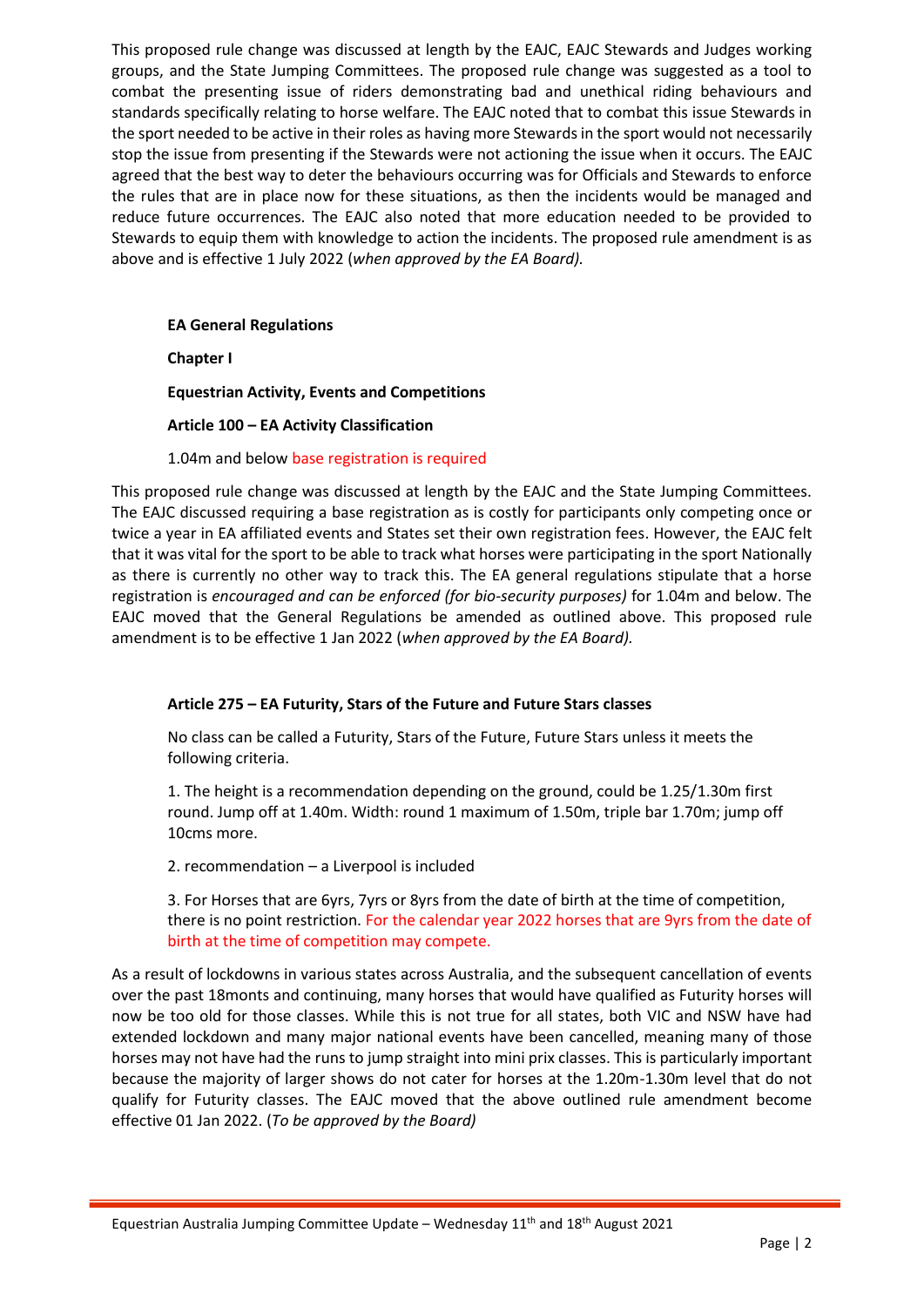This proposed rule change was discussed at length by the EAJC, EAJC Stewards and Judges working groups, and the State Jumping Committees. The proposed rule change was suggested as a tool to combat the presenting issue of riders demonstrating bad and unethical riding behaviours and standards specifically relating to horse welfare. The EAJC noted that to combat this issue Stewards in the sport needed to be active in their roles as having more Stewards in the sport would not necessarily stop the issue from presenting if the Stewards were not actioning the issue when it occurs. The EAJC agreed that the best way to deter the behaviours occurring was for Officials and Stewards to enforce the rules that are in place now for these situations, as then the incidents would be managed and reduce future occurrences. The EAJC also noted that more education needed to be provided to Stewards to equip them with knowledge to action the incidents. The proposed rule amendment is as above and is effective 1 July 2022 (*when approved by the EA Board).*

**EA General Regulations**

**Chapter I**

**Equestrian Activity, Events and Competitions**

**Article 100 – EA Activity Classification**

1.04m and below base registration is required

This proposed rule change was discussed at length by the EAJC and the State Jumping Committees. The EAJC discussed requiring a base registration as is costly for participants only competing once or twice a year in EA affiliated events and States set their own registration fees. However, the EAJC felt that it was vital for the sport to be able to track what horses were participating in the sport Nationally as there is currently no other way to track this. The EA general regulations stipulate that a horse registration is *encouraged and can be enforced (for bio-security purposes)* for 1.04m and below. The EAJC moved that the General Regulations be amended as outlined above. This proposed rule amendment is to be effective 1 Jan 2022 (*when approved by the EA Board).*

**Article 275 – EA Futurity, Stars of the Future and Future Stars classes**

No class can be called a Futurity, Stars of the Future, Future Stars unless it meets the following criteria.

1. The height is a recommendation depending on the ground, could be 1.25/1.30m first round. Jump off at 1.40m. Width: round 1 maximum of 1.50m, triple bar 1.70m; jump off 10cms more.

2. recommendation – a Liverpool is included

3. For Horses that are 6yrs, 7yrs or 8yrs from the date of birth at the time of competition, there is no point restriction. For the calendar year 2022 horses that are 9yrs from the date of birth at the time of competition may compete.

As a result of lockdowns in various states across Australia, and the subsequent cancellation of events over the past 18monts and continuing, many horses that would have qualified as Futurity horses will now be too old for those classes. While this is not true for all states, both VIC and NSW have had extended lockdown and many major national events have been cancelled, meaning many of those horses may not have had the runs to jump straight into mini prix classes. This is particularly important because the majority of larger shows do not cater for horses at the 1.20m-1.30m level that do not qualify for Futurity classes. The EAJC moved that the above outlined rule amendment become effective 01 Jan 2022. (*To be approved by the Board)*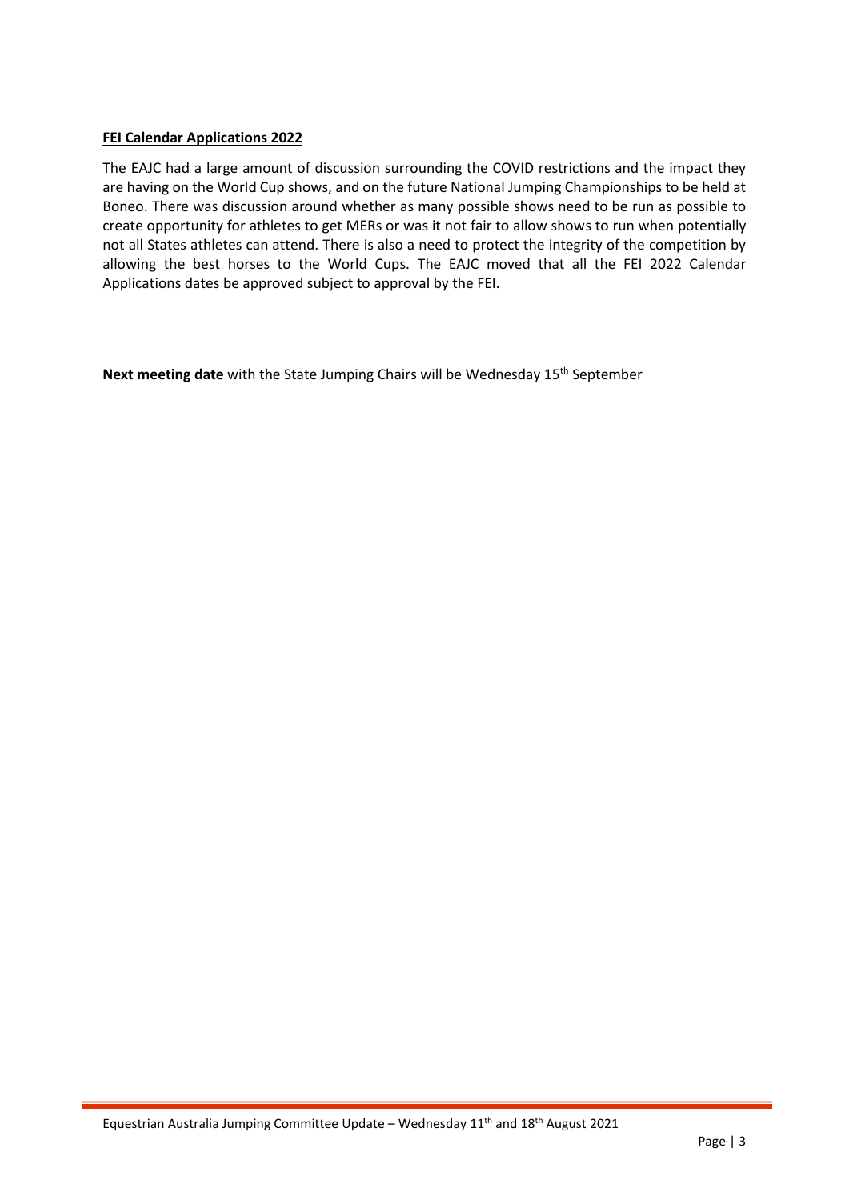**FEI Calendar Applications 2022**

The EAJC had a large amount of discussion surrounding the COVID restrictions and the impact they are having on the World Cup shows, and on the future National Jumping Championships to be held at Boneo. There was discussion around whether as many possible shows need to be run as possible to create opportunity for athletes to get MERs or was it not fair to allow shows to run when potentially not all States athletes can attend. There is also a need to protect the integrity of the competition by allowing the best horses to the World Cups. The EAJC moved that all the FEI 2022 Calendar Applications dates be approved subject to approval by the FEI.

**Next meeting date** with the State Jumping Chairs will be Wednesday 15th September